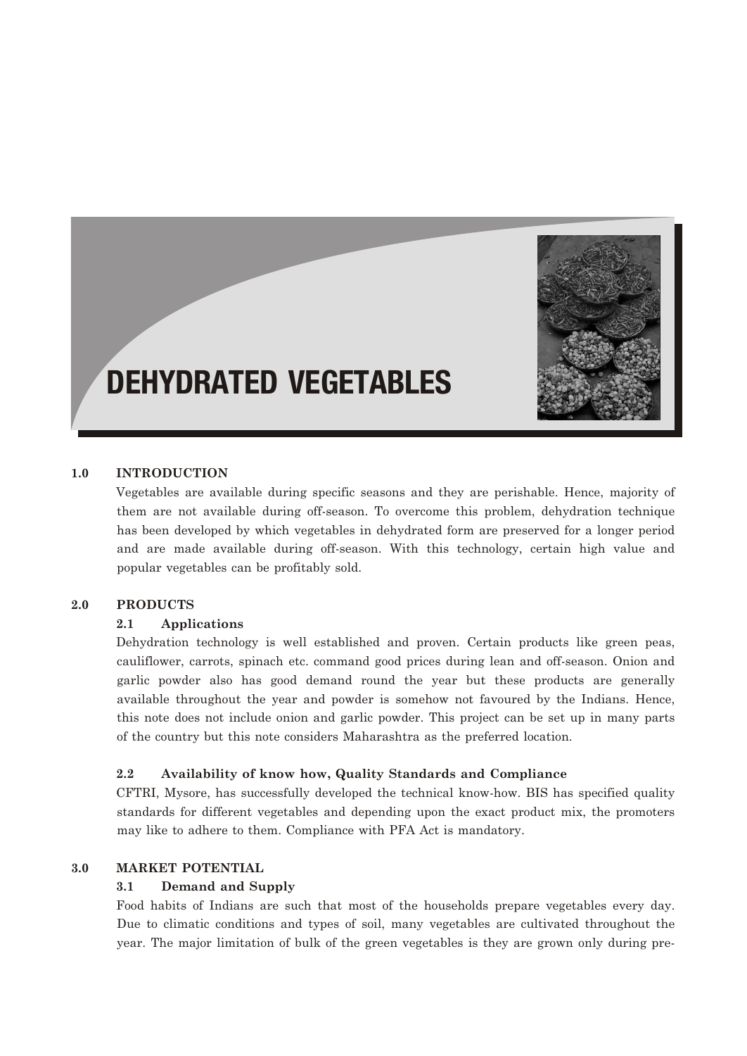# DEHYDRATED VEGETABLES

## 1.0 INTRODUCTION

Vegetables are available during specific seasons and they are perishable. Hence, majority of them are not available during off-season. To overcome this problem, dehydration technique has been developed by which vegetables in dehydrated form are preserved for a longer period and are made available during off-season. With this technology, certain high value and popular vegetables can be profitably sold.

## 2.0 PRODUCTS

### 2.1 Applications

Dehydration technology is well established and proven. Certain products like green peas, cauliflower, carrots, spinach etc. command good prices during lean and off-season. Onion and garlic powder also has good demand round the year but these products are generally available throughout the year and powder is somehow not favoured by the Indians. Hence, this note does not include onion and garlic powder. This project can be set up in many parts of the country but this note considers Maharashtra as the preferred location.

### 2.2 Availability of know how, Quality Standards and Compliance

CFTRI, Mysore, has successfully developed the technical know-how. BIS has specified quality standards for different vegetables and depending upon the exact product mix, the promoters may like to adhere to them. Compliance with PFA Act is mandatory.

## 3.0 MARKET POTENTIAL

### 3.1 Demand and Supply

Food habits of Indians are such that most of the households prepare vegetables every day. Due to climatic conditions and types of soil, many vegetables are cultivated throughout the year. The major limitation of bulk of the green vegetables is they are grown only during pre-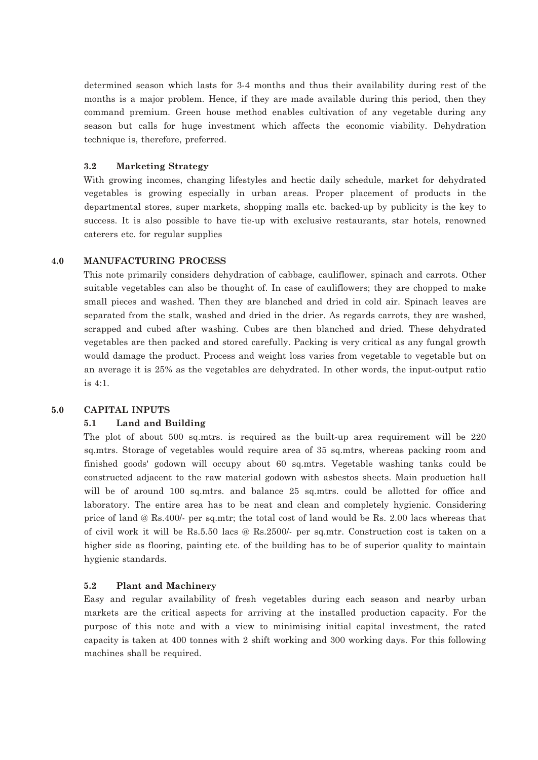determined season which lasts for 3-4 months and thus their availability during rest of the months is a major problem. Hence, if they are made available during this period, then they command premium. Green house method enables cultivation of any vegetable during any season but calls for huge investment which affects the economic viability. Dehydration technique is, therefore, preferred.

### 3.2 Marketing Strategy

With growing incomes, changing lifestyles and hectic daily schedule, market for dehydrated vegetables is growing especially in urban areas. Proper placement of products in the departmental stores, super markets, shopping malls etc. backed-up by publicity is the key to success. It is also possible to have tie-up with exclusive restaurants, star hotels, renowned caterers etc. for regular supplies

## 4.0 MANUFACTURING PROCESS

This note primarily considers dehydration of cabbage, cauliflower, spinach and carrots. Other suitable vegetables can also be thought of. In case of cauliflowers; they are chopped to make small pieces and washed. Then they are blanched and dried in cold air. Spinach leaves are separated from the stalk, washed and dried in the drier. As regards carrots, they are washed, scrapped and cubed after washing. Cubes are then blanched and dried. These dehydrated vegetables are then packed and stored carefully. Packing is very critical as any fungal growth would damage the product. Process and weight loss varies from vegetable to vegetable but on an average it is 25% as the vegetables are dehydrated. In other words, the input-output ratio is 4:1.

## 5.0 CAPITAL INPUTS

### 5.1 Land and Building

The plot of about 500 sq.mtrs. is required as the built-up area requirement will be 220 sq.mtrs. Storage of vegetables would require area of 35 sq.mtrs, whereas packing room and finished goods' godown will occupy about 60 sq.mtrs. Vegetable washing tanks could be constructed adjacent to the raw material godown with asbestos sheets. Main production hall will be of around 100 sq.mtrs. and balance 25 sq.mtrs. could be allotted for office and laboratory. The entire area has to be neat and clean and completely hygienic. Considering price of land @ Rs.400/- per sq.mtr; the total cost of land would be Rs. 2.00 lacs whereas that of civil work it will be Rs.5.50 lacs @ Rs.2500/- per sq.mtr. Construction cost is taken on a higher side as flooring, painting etc. of the building has to be of superior quality to maintain hygienic standards.

### 5.2 Plant and Machinery

Easy and regular availability of fresh vegetables during each season and nearby urban markets are the critical aspects for arriving at the installed production capacity. For the purpose of this note and with a view to minimising initial capital investment, the rated capacity is taken at 400 tonnes with 2 shift working and 300 working days. For this following machines shall be required.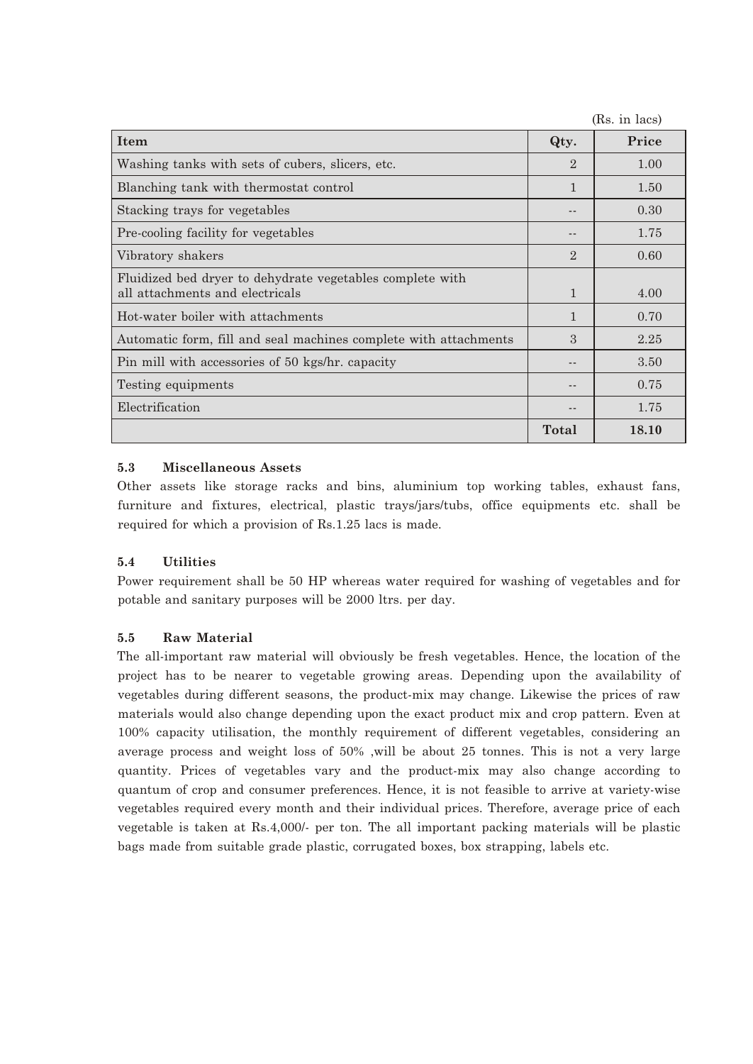(Rs. in lacs)

| Item | Qty. | Price |
|---|---|---|
| Washing tanks with sets of cubers, slicers, etc. | 2 | 1.00 |
| Blanching tank with thermostat control | 1 | 1.50 |
| Stacking trays for vegetables | -- | 0.30 |
| Pre-cooling facility for vegetables | -- | 1.75 |
| Vibratory shakers | 2 | 0.60 |
| Fluidized bed dryer to dehydrate vegetables complete with all attachments and electricals | 1 | 4.00 |
| Hot-water boiler with attachments | 1 | 0.70 |
| Automatic form, fill and seal machines complete with attachments | 3 | 2.25 |
| Pin mill with accessories of 50 kgs/hr. capacity | -- | 3.50 |
| Testing equipments | -- | 0.75 |
| Electrification | -- | 1.75 |
| | **Total** | **18.10** |

### 5.3 Miscellaneous Assets

Other assets like storage racks and bins, aluminium top working tables, exhaust fans, furniture and fixtures, electrical, plastic trays/jars/tubs, office equipments etc. shall be required for which a provision of Rs.1.25 lacs is made.

### 5.4 Utilities

Power requirement shall be 50 HP whereas water required for washing of vegetables and for potable and sanitary purposes will be 2000 ltrs. per day.

### 5.5 Raw Material

The all-important raw material will obviously be fresh vegetables. Hence, the location of the project has to be nearer to vegetable growing areas. Depending upon the availability of vegetables during different seasons, the product-mix may change. Likewise the prices of raw materials would also change depending upon the exact product mix and crop pattern. Even at 100% capacity utilisation, the monthly requirement of different vegetables, considering an average process and weight loss of 50% ,will be about 25 tonnes. This is not a very large quantity. Prices of vegetables vary and the product-mix may also change according to quantum of crop and consumer preferences. Hence, it is not feasible to arrive at variety-wise vegetables required every month and their individual prices. Therefore, average price of each vegetable is taken at Rs.4,000/- per ton. The all important packing materials will be plastic bags made from suitable grade plastic, corrugated boxes, box strapping, labels etc.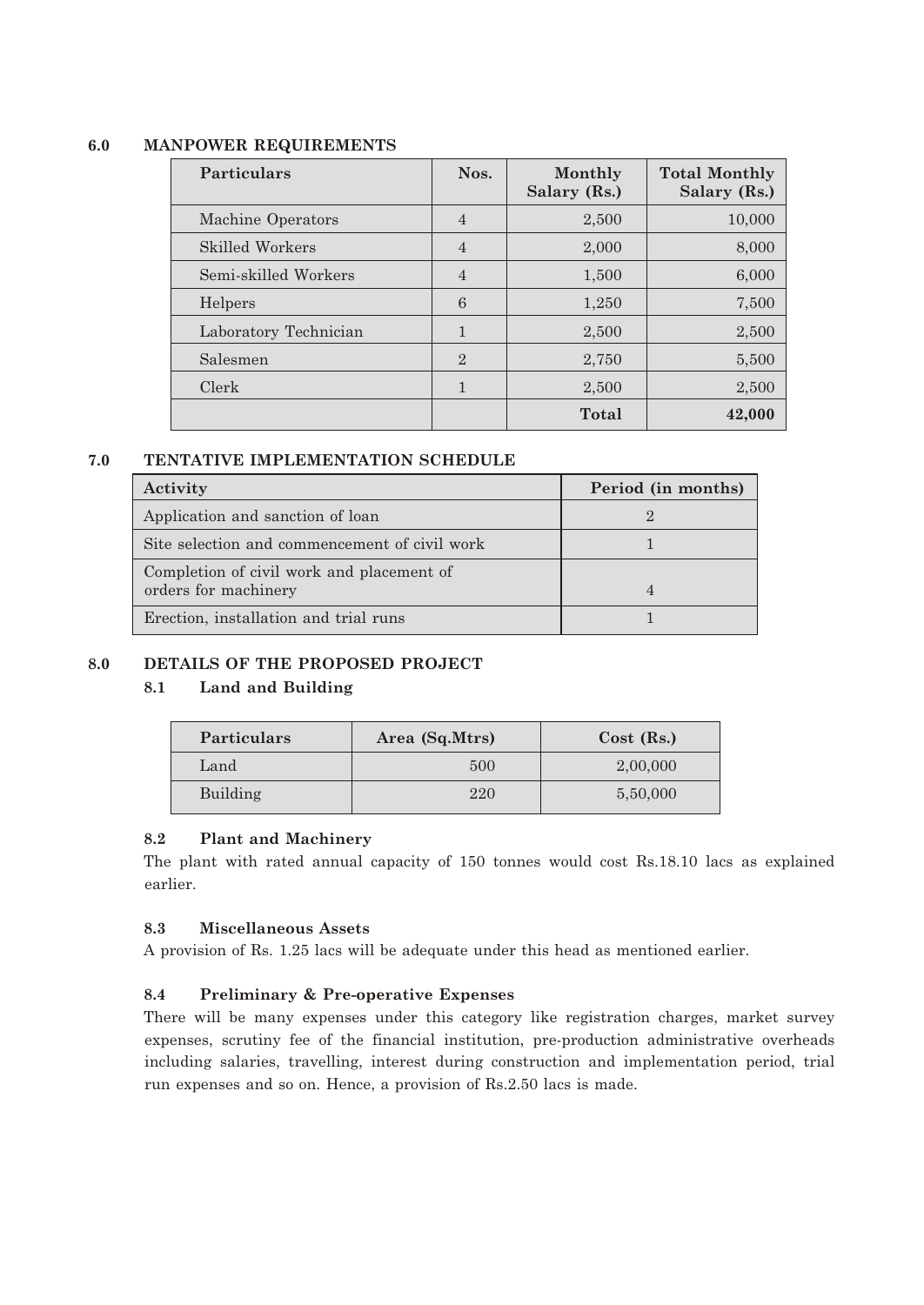## 6.0 MANPOWER REQUIREMENTS

| Particulars | Nos. | Monthly Salary (Rs.) | Total Monthly Salary (Rs.) |
|---|---|---|---|
| Machine Operators | 4 | 2,500 | 10,000 |
| Skilled Workers | 4 | 2,000 | 8,000 |
| Semi-skilled Workers | 4 | 1,500 | 6,000 |
| Helpers | 6 | 1,250 | 7,500 |
| Laboratory Technician | 1 | 2,500 | 2,500 |
| Salesmen | 2 | 2,750 | 5,500 |
| Clerk | 1 | 2,500 | 2,500 |
| | | **Total** | **42,000** |

## 7.0 TENTATIVE IMPLEMENTATION SCHEDULE

| Activity | Period (in months) |
|---|---|
| Application and sanction of loan | 2 |
| Site selection and commencement of civil work | 1 |
| Completion of civil work and placement of orders for machinery | 4 |
| Erection, installation and trial runs | 1 |

## 8.0 DETAILS OF THE PROPOSED PROJECT

### 8.1 Land and Building

| Particulars | Area (Sq.Mtrs) | Cost (Rs.) |
|---|---|---|
| Land | 500 | 2,00,000 |
| Building | 220 | 5,50,000 |

### 8.2 Plant and Machinery

The plant with rated annual capacity of 150 tonnes would cost Rs.18.10 lacs as explained earlier.

### 8.3 Miscellaneous Assets

A provision of Rs. 1.25 lacs will be adequate under this head as mentioned earlier.

### 8.4 Preliminary & Pre-operative Expenses

There will be many expenses under this category like registration charges, market survey expenses, scrutiny fee of the financial institution, pre-production administrative overheads including salaries, travelling, interest during construction and implementation period, trial run expenses and so on. Hence, a provision of Rs.2.50 lacs is made.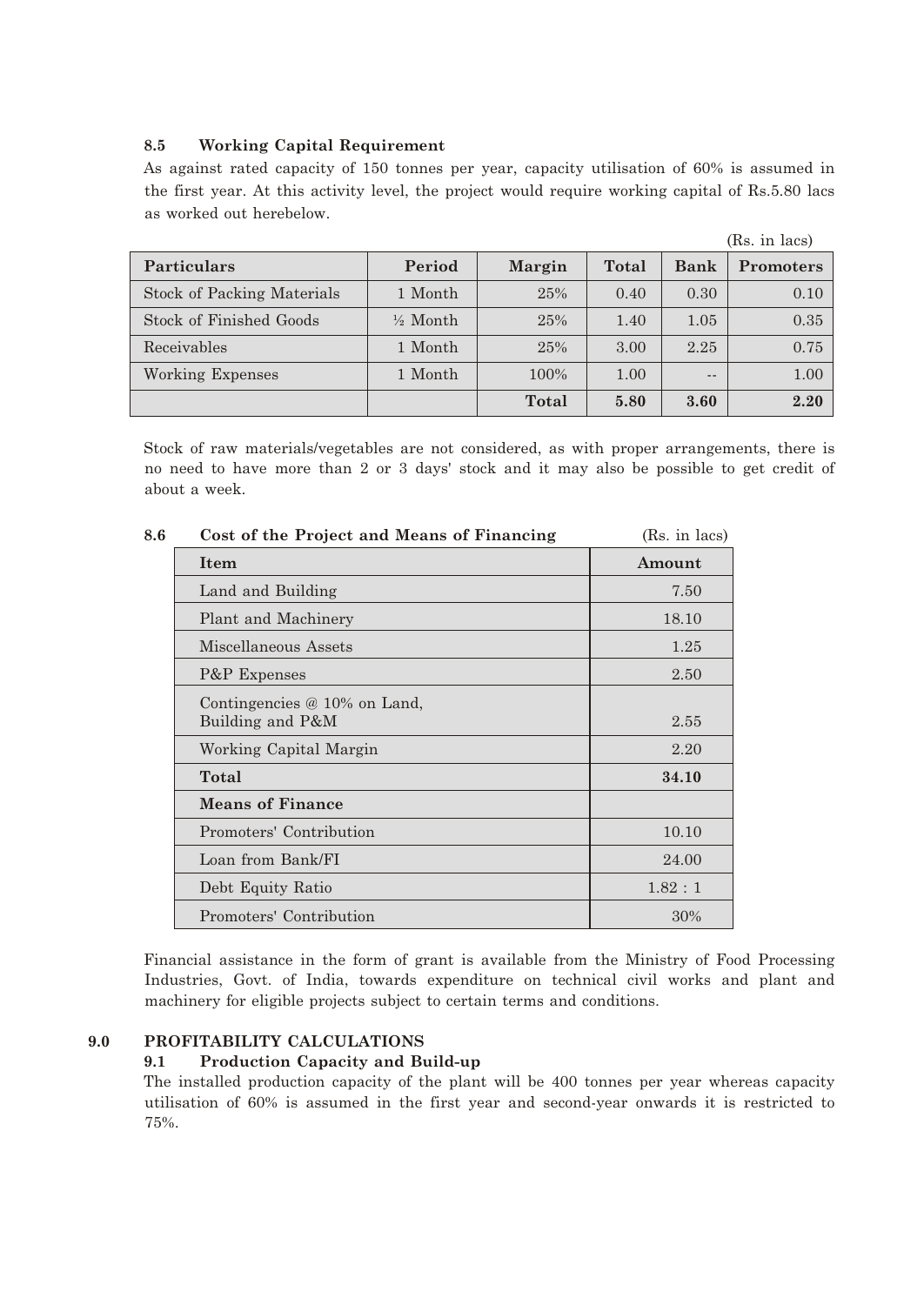### 8.5 Working Capital Requirement

As against rated capacity of 150 tonnes per year, capacity utilisation of 60% is assumed in the first year. At this activity level, the project would require working capital of Rs.5.80 lacs as worked out herebelow.

(Rs. in lacs)

| Particulars | Period | Margin | Total | Bank | Promoters |
|---|---|---|---|---|---|
| Stock of Packing Materials | 1 Month | 25% | 0.40 | 0.30 | 0.10 |
| Stock of Finished Goods | ½ Month | 25% | 1.40 | 1.05 | 0.35 |
| Receivables | 1 Month | 25% | 3.00 | 2.25 | 0.75 |
| Working Expenses | 1 Month | 100% | 1.00 | -- | 1.00 |
| | | **Total** | **5.80** | **3.60** | **2.20** |

Stock of raw materials/vegetables are not considered, as with proper arrangements, there is no need to have more than 2 or 3 days' stock and it may also be possible to get credit of about a week.

### 8.6 Cost of the Project and Means of Financing

(Rs. in lacs)

| Item | Amount |
|---|---|
| Land and Building | 7.50 |
| Plant and Machinery | 18.10 |
| Miscellaneous Assets | 1.25 |
| P&P Expenses | 2.50 |
| Contingencies @ 10% on Land, Building and P&M | 2.55 |
| Working Capital Margin | 2.20 |
| **Total** | **34.10** |
| **Means of Finance** | |
| Promoters' Contribution | 10.10 |
| Loan from Bank/FI | 24.00 |
| Debt Equity Ratio | 1.82 : 1 |
| Promoters' Contribution | 30% |

Financial assistance in the form of grant is available from the Ministry of Food Processing Industries, Govt. of India, towards expenditure on technical civil works and plant and machinery for eligible projects subject to certain terms and conditions.

## 9.0 PROFITABILITY CALCULATIONS

### 9.1 Production Capacity and Build-up

The installed production capacity of the plant will be 400 tonnes per year whereas capacity utilisation of 60% is assumed in the first year and second-year onwards it is restricted to 75%.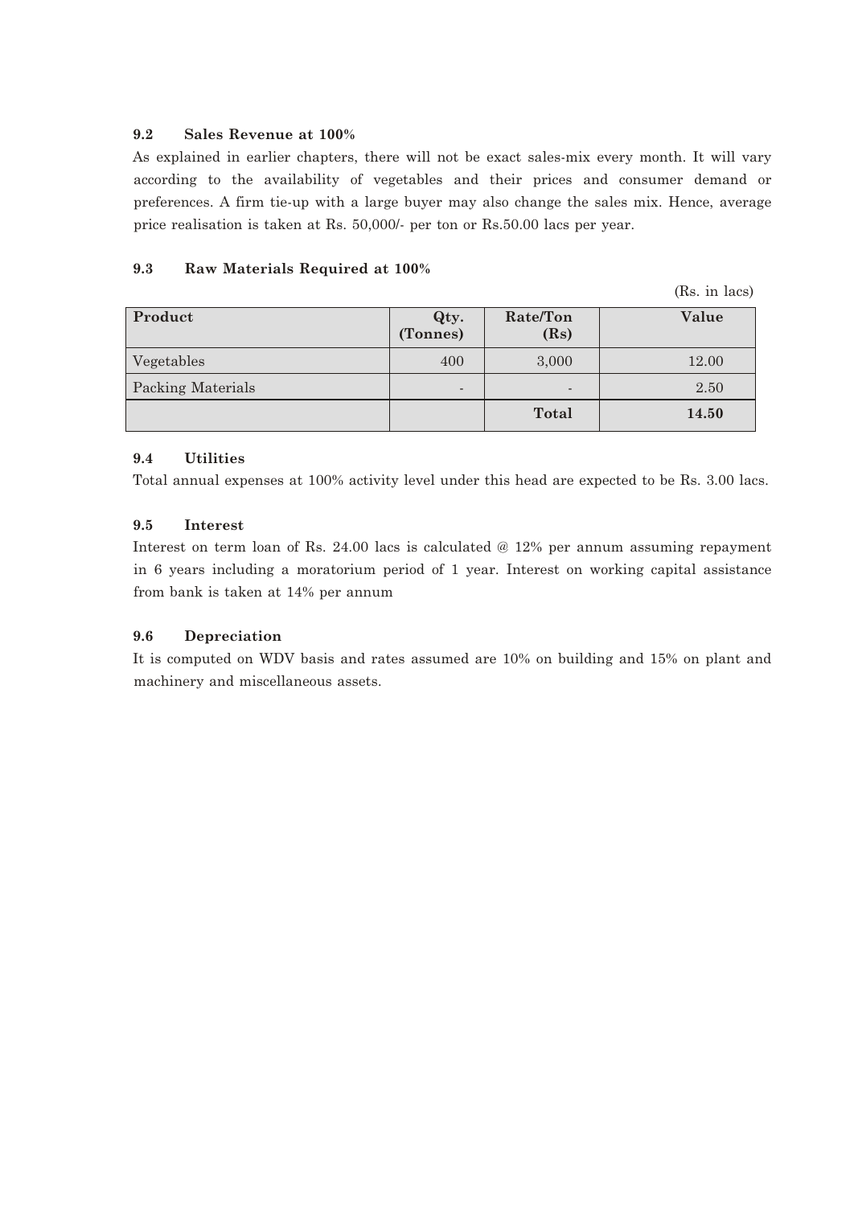### 9.2 Sales Revenue at 100%

As explained in earlier chapters, there will not be exact sales-mix every month. It will vary according to the availability of vegetables and their prices and consumer demand or preferences. A firm tie-up with a large buyer may also change the sales mix. Hence, average price realisation is taken at Rs. 50,000/- per ton or Rs.50.00 lacs per year.

### 9.3 Raw Materials Required at 100%

(Rs. in lacs)

| Product | Qty. (Tonnes) | Rate/Ton (Rs) | Value |
|---|---|---|---|
| Vegetables | 400 | 3,000 | 12.00 |
| Packing Materials | - | - | 2.50 |
| | | **Total** | **14.50** |

### 9.4 Utilities

Total annual expenses at 100% activity level under this head are expected to be Rs. 3.00 lacs.

### 9.5 Interest

Interest on term loan of Rs. 24.00 lacs is calculated @ 12% per annum assuming repayment in 6 years including a moratorium period of 1 year. Interest on working capital assistance from bank is taken at 14% per annum

### 9.6 Depreciation

It is computed on WDV basis and rates assumed are 10% on building and 15% on plant and machinery and miscellaneous assets.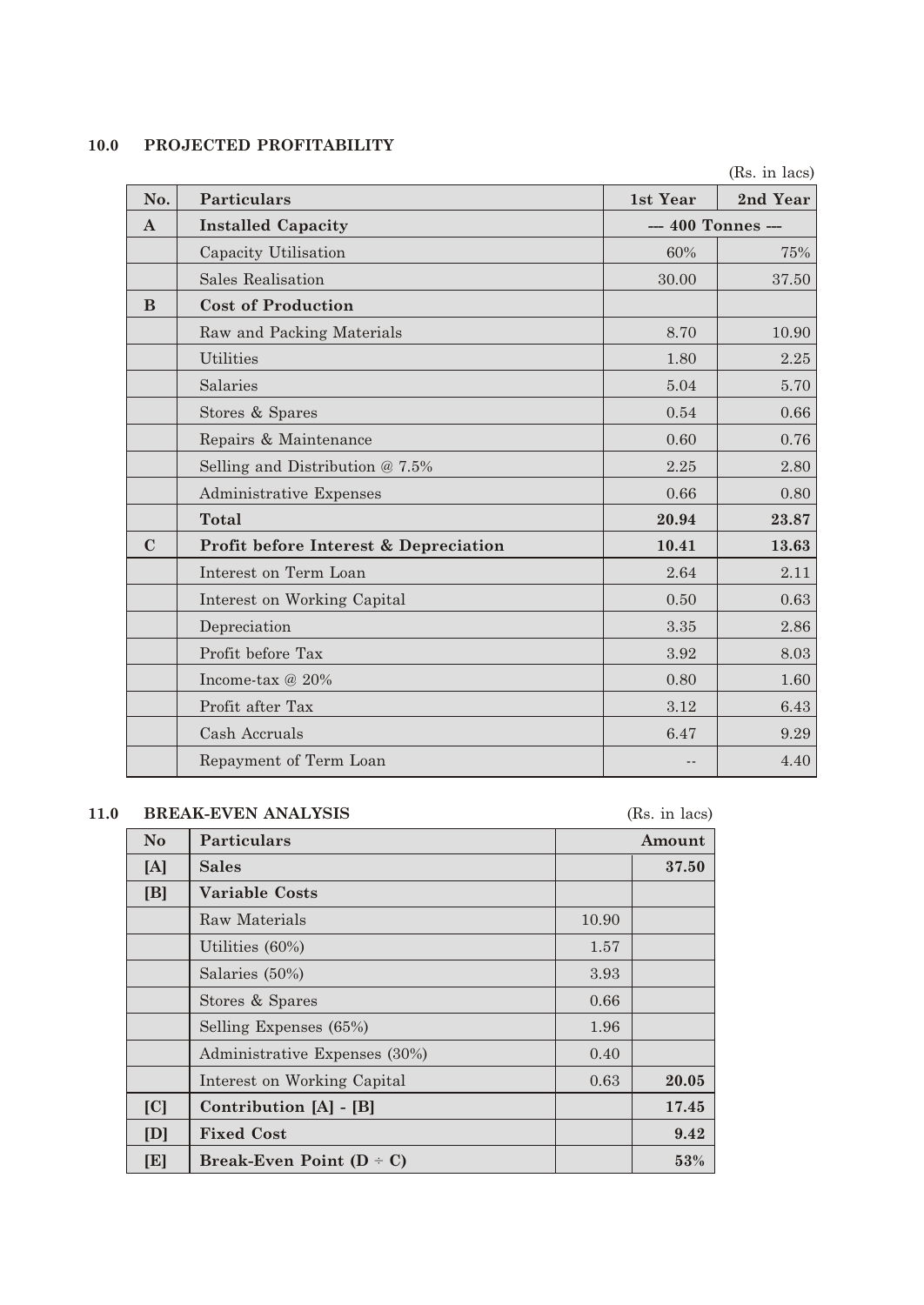## 10.0 PROJECTED PROFITABILITY

(Rs. in lacs)

| No. | Particulars | 1st Year | 2nd Year |
|---|---|---|---|
| **A** | **Installed Capacity** | --- 400 Tonnes --- | |
| | Capacity Utilisation | 60% | 75% |
| | Sales Realisation | 30.00 | 37.50 |
| **B** | **Cost of Production** | | |
| | Raw and Packing Materials | 8.70 | 10.90 |
| | Utilities | 1.80 | 2.25 |
| | Salaries | 5.04 | 5.70 |
| | Stores & Spares | 0.54 | 0.66 |
| | Repairs & Maintenance | 0.60 | 0.76 |
| | Selling and Distribution @ 7.5% | 2.25 | 2.80 |
| | Administrative Expenses | 0.66 | 0.80 |
| | **Total** | **20.94** | **23.87** |
| **C** | **Profit before Interest & Depreciation** | **10.41** | **13.63** |
| | Interest on Term Loan | 2.64 | 2.11 |
| | Interest on Working Capital | 0.50 | 0.63 |
| | Depreciation | 3.35 | 2.86 |
| | Profit before Tax | 3.92 | 8.03 |
| | Income-tax @ 20% | 0.80 | 1.60 |
| | Profit after Tax | 3.12 | 6.43 |
| | Cash Accruals | 6.47 | 9.29 |
| | Repayment of Term Loan | -- | 4.40 |

## 11.0 BREAK-EVEN ANALYSIS

(Rs. in lacs)

| No | Particulars | Amount | |
|---|---|---|---|
| **[A]** | **Sales** | | **37.50** |
| **[B]** | **Variable Costs** | | |
| | Raw Materials | 10.90 | |
| | Utilities (60%) | 1.57 | |
| | Salaries (50%) | 3.93 | |
| | Stores & Spares | 0.66 | |
| | Selling Expenses (65%) | 1.96 | |
| | Administrative Expenses (30%) | 0.40 | |
| | Interest on Working Capital | 0.63 | **20.05** |
| **[C]** | **Contribution [A] - [B]** | | **17.45** |
| **[D]** | **Fixed Cost** | | **9.42** |
| **[E]** | **Break-Even Point (D ÷ C)** | | **53%** |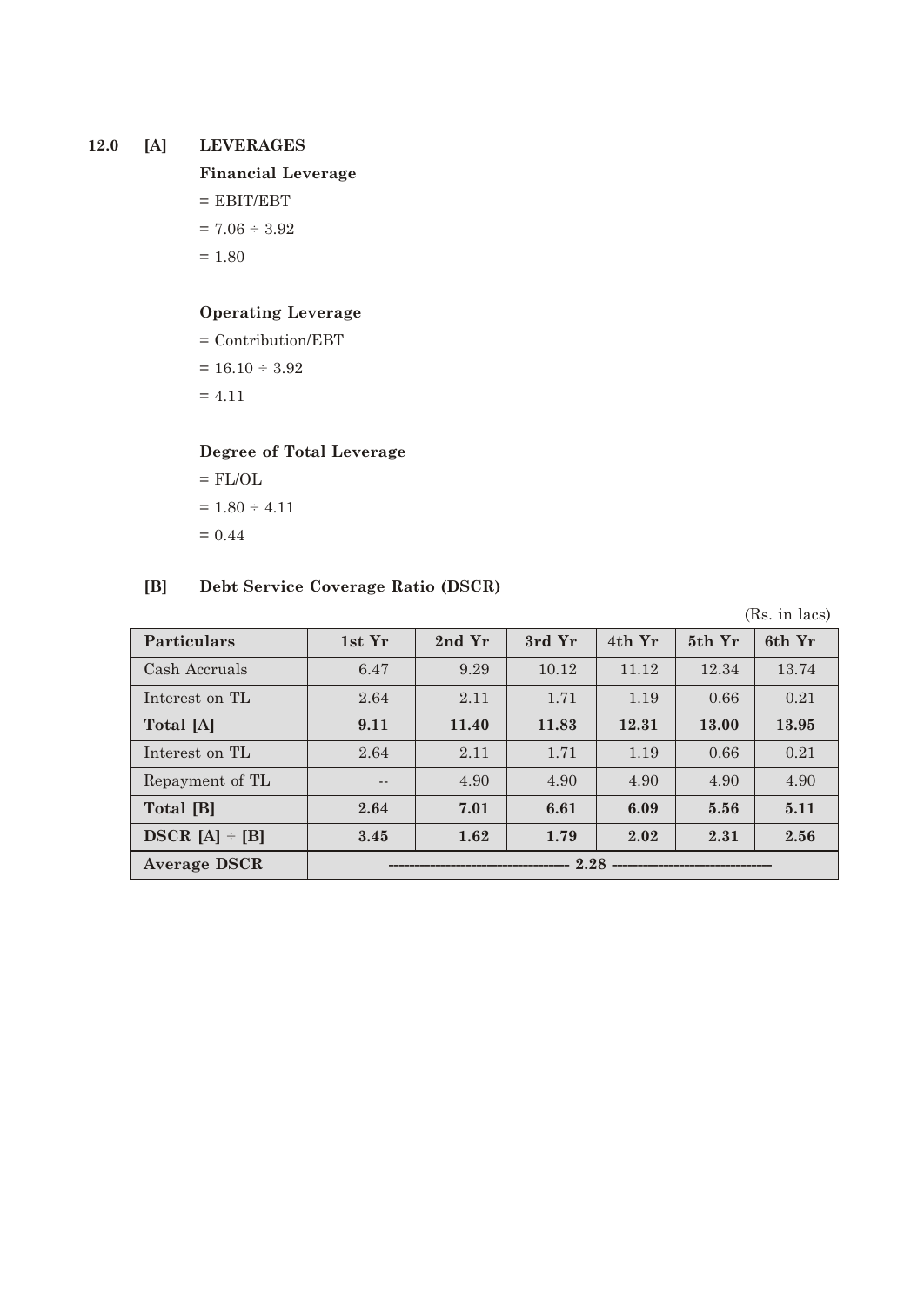## 12.0 [A] LEVERAGES

**Financial Leverage**

= EBIT/EBT

= 7.06 ÷ 3.92

= 1.80

**Operating Leverage**

= Contribution/EBT

= 16.10 ÷ 3.92

= 4.11

**Degree of Total Leverage**

= FL/OL

= 1.80 ÷ 4.11

= 0.44

## [B] Debt Service Coverage Ratio (DSCR)

(Rs. in lacs)

| Particulars | 1st Yr | 2nd Yr | 3rd Yr | 4th Yr | 5th Yr | 6th Yr |
|---|---|---|---|---|---|---|
| Cash Accruals | 6.47 | 9.29 | 10.12 | 11.12 | 12.34 | 13.74 |
| Interest on TL | 2.64 | 2.11 | 1.71 | 1.19 | 0.66 | 0.21 |
| **Total [A]** | **9.11** | **11.40** | **11.83** | **12.31** | **13.00** | **13.95** |
| Interest on TL | 2.64 | 2.11 | 1.71 | 1.19 | 0.66 | 0.21 |
| Repayment of TL | -- | 4.90 | 4.90 | 4.90 | 4.90 | 4.90 |
| **Total [B]** | **2.64** | **7.01** | **6.61** | **6.09** | **5.56** | **5.11** |
| **DSCR [A] ÷ [B]** | **3.45** | **1.62** | **1.79** | **2.02** | **2.31** | **2.56** |
| **Average DSCR** | 2.28 | | | | | |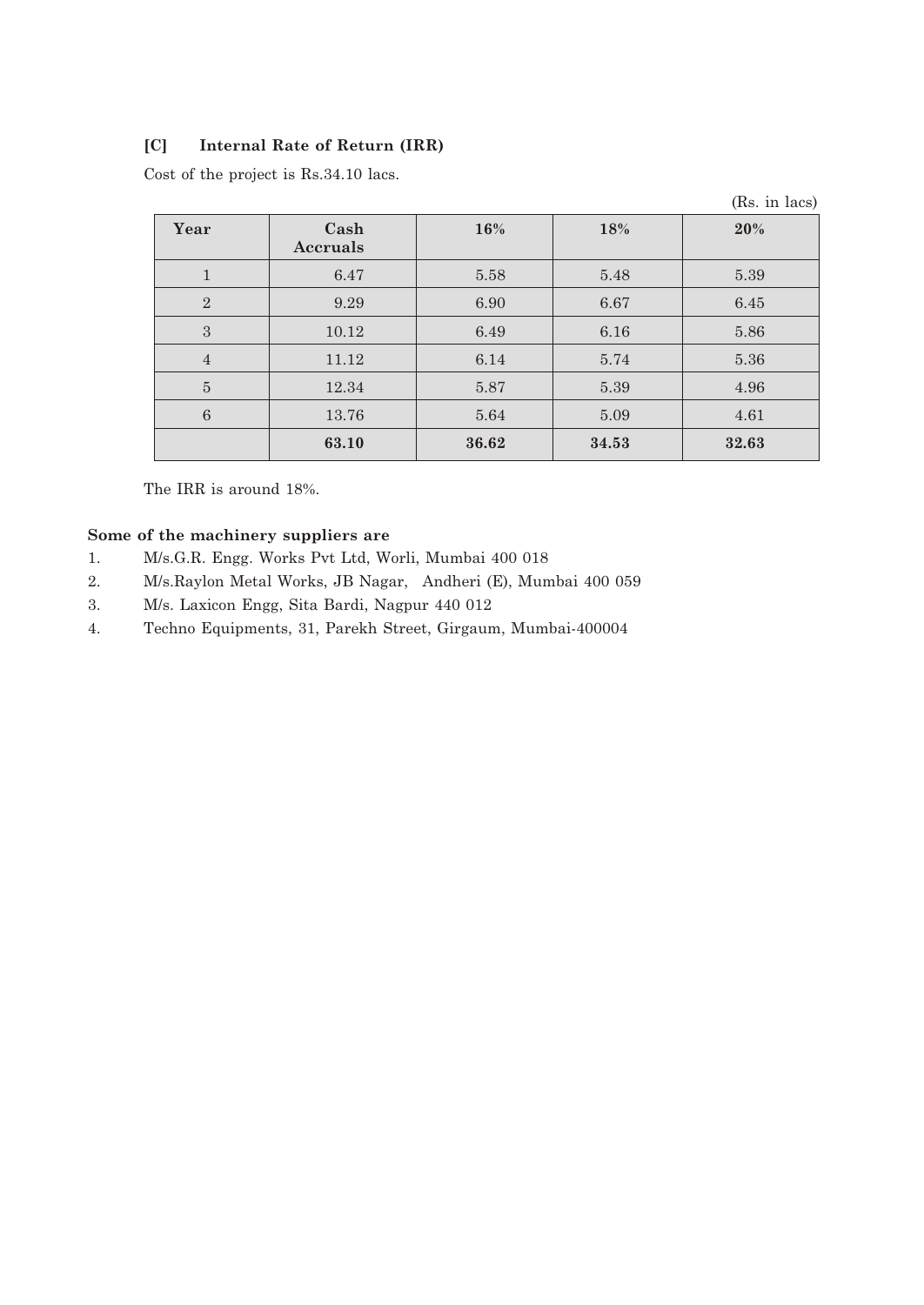### [C] Internal Rate of Return (IRR)

Cost of the project is Rs.34.10 lacs.

(Rs. in lacs)

| Year | Cash Accruals | 16% | 18% | 20% |
|---|---|---|---|---|
| 1 | 6.47 | 5.58 | 5.48 | 5.39 |
| 2 | 9.29 | 6.90 | 6.67 | 6.45 |
| 3 | 10.12 | 6.49 | 6.16 | 5.86 |
| 4 | 11.12 | 6.14 | 5.74 | 5.36 |
| 5 | 12.34 | 5.87 | 5.39 | 4.96 |
| 6 | 13.76 | 5.64 | 5.09 | 4.61 |
| | **63.10** | **36.62** | **34.53** | **32.63** |

The IRR is around 18%.

**Some of the machinery suppliers are**

1. M/s.G.R. Engg. Works Pvt Ltd, Worli, Mumbai 400 018
2. M/s.Raylon Metal Works, JB Nagar, Andheri (E), Mumbai 400 059
3. M/s. Laxicon Engg, Sita Bardi, Nagpur 440 012
4. Techno Equipments, 31, Parekh Street, Girgaum, Mumbai-400004